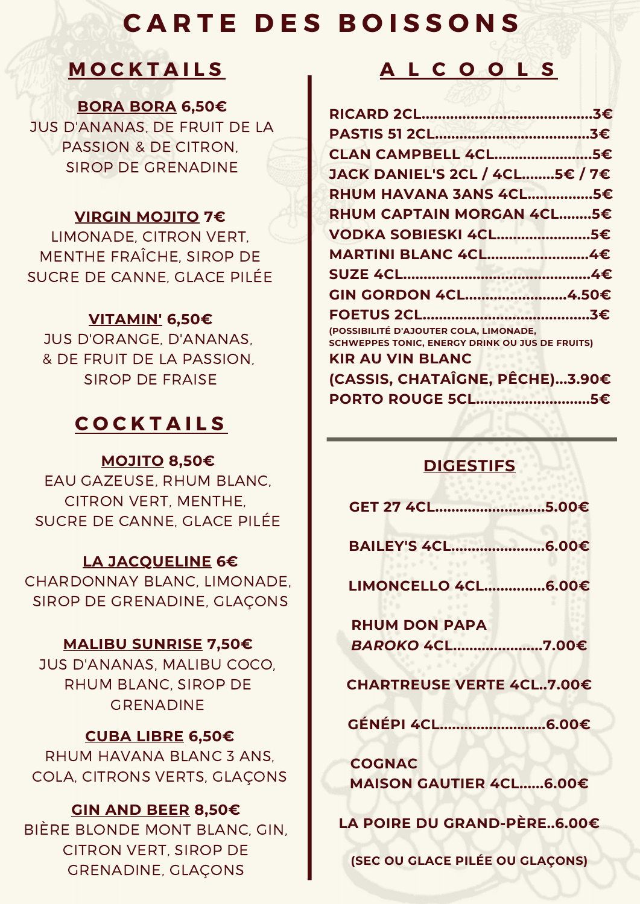# CARTE DES BOISSONS

## MOCKTAILS

**BORA BORA 6,50€**
JUS D'ANANAS, DE FRUIT DE LA PASSION & DE CITRON, SIROP DE GRENADINE

**VIRGIN MOJITO 7€**
LIMONADE, CITRON VERT, MENTHE FRAÎCHE, SIROP DE SUCRE DE CANNE, GLACE PILÉE

**VITAMIN' 6,50€**
JUS D'ORANGE, D'ANANAS, & DE FRUIT DE LA PASSION, SIROP DE FRAISE

## COCKTAILS

**MOJITO 8,50€**
EAU GAZEUSE, RHUM BLANC, CITRON VERT, MENTHE, SUCRE DE CANNE, GLACE PILÉE

**LA JACQUELINE 6€**
CHARDONNAY BLANC, LIMONADE, SIROP DE GRENADINE, GLAÇONS

**MALIBU SUNRISE 7,50€**
JUS D'ANANAS, MALIBU COCO, RHUM BLANC, SIROP DE GRENADINE

**CUBA LIBRE 6,50€**
RHUM HAVANA BLANC 3 ANS, COLA, CITRONS VERTS, GLAÇONS

**GIN AND BEER 8,50€**
BIÈRE BLONDE MONT BLANC, GIN, CITRON VERT, SIROP DE GRENADINE, GLAÇONS

## ALCOOLS

**RICARD 2CL**.......................................**3€**
**PASTIS 51 2CL**...................................**3€**
**CLAN CAMPBELL 4CL**.......................**5€**
**JACK DANIEL'S 2CL / 4CL**........**5€ / 7€**
**RHUM HAVANA 3ANS 4CL**................**5€**
**RHUM CAPTAIN MORGAN 4CL**........**5€**
**VODKA SOBIESKI 4CL**.......................**5€**
**MARTINI BLANC 4CL**.........................**4€**
**SUZE 4CL**............................................**4€**
**GIN GORDON 4CL**........................**4.50€**
**FOETUS 2CL**.......................................**3€**

(POSSIBILITÉ D'AJOUTER COLA, LIMONADE, SCHWEPPES TONIC, ENERGY DRINK OU JUS DE FRUITS)

**KIR AU VIN BLANC (CASSIS, CHATAÎGNE, PÊCHE)**...**3.90€**
**PORTO ROUGE 5CL**............................**5€**

## DIGESTIFS

**GET 27 4CL**...........................**5.00€**

**BAILEY'S 4CL**.......................**6.00€**

**LIMONCELLO 4CL**...............**6.00€**

**RHUM DON PAPA *BAROKO* 4CL**......................**7.00€**

**CHARTREUSE VERTE 4CL**..**7.00€**

**GÉNÉPI 4CL**..........................**6.00€**

**COGNAC MAISON GAUTIER 4CL**......**6.00€**

**LA POIRE DU GRAND-PÈRE**..**6.00€**

**(SEC OU GLACE PILÉE OU GLAÇONS)**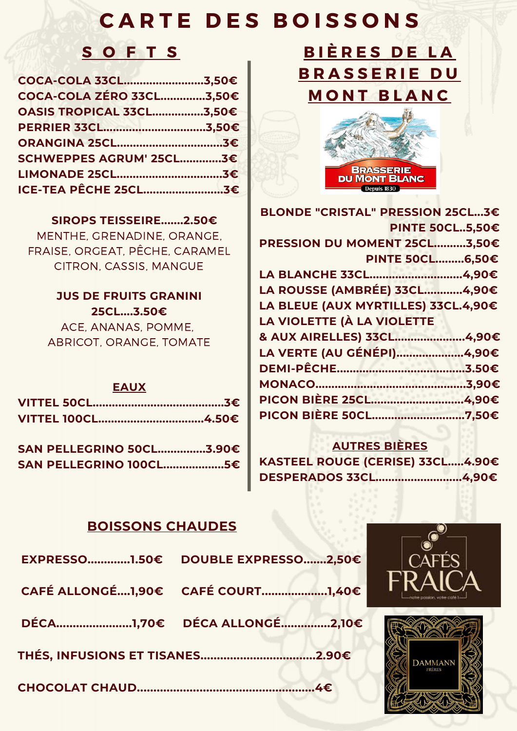# CARTE DES BOISSONS

## SOFTS

**COCA-COLA 33CL........................3,50€**
**COCA-COLA ZÉRO 33CL.............3,50€**
**OASIS TROPICAL 33CL................3,50€**
**PERRIER 33CL................................3,50€**
**ORANGINA 25CL................................3€**
**SCHWEPPES AGRUM' 25CL.............3€**
**LIMONADE 25CL................................3€**
**ICE-TEA PÊCHE 25CL........................3€**

**SIROPS TEISSEIRE.......2.50€**
MENTHE, GRENADINE, ORANGE, FRAISE, ORGEAT, PÊCHE, CARAMEL CITRON, CASSIS, MANGUE

**JUS DE FRUITS GRANINI 25CL....3.50€**
ACE, ANANAS, POMME, ABRICOT, ORANGE, TOMATE

### EAUX

**VITTEL 50CL........................................3€**
**VITTEL 100CL................................4.50€**

**SAN PELLEGRINO 50CL...............3.90€**
**SAN PELLEGRINO 100CL...................5€**

## BIÈRES DE LA BRASSERIE DU MONT BLANC

**BLONDE "CRISTAL" PRESSION 25CL...3€**
**PINTE 50CL..5,50€**
**PRESSION DU MOMENT 25CL..........3,50€**
**PINTE 50CL.........6,50€**
**LA BLANCHE 33CL............................4,90€**
**LA ROUSSE (AMBRÉE) 33CL............4,90€**
**LA BLEUE (AUX MYRTILLES) 33CL.4,90€**
**LA VIOLETTE (À LA VIOLETTE & AUX AIRELLES) 33CL......................4,90€**
**LA VERTE (AU GÉNÉPI).....................4,90€**
**DEMI-PÊCHE.......................................3.50€**
**MONACO..............................................3,90€**
**PICON BIÈRE 25CL.............................4,90€**
**PICON BIÈRE 50CL.............................7,50€**

### AUTRES BIÈRES

**KASTEEL ROUGE (CERISE) 33CL.....4.90€**
**DESPERADOS 33CL..........................4,90€**

## BOISSONS CHAUDES

**EXPRESSO.............1.50€**
**DOUBLE EXPRESSO.......2,50€**
**CAFÉ ALLONGÉ....1,90€**
**CAFÉ COURT....................1,40€**
**DÉCA.......................1,70€**
**DÉCA ALLONGÉ...............2,10€**
**THÉS, INFUSIONS ET TISANES..................................2.90€**
**CHOCOLAT CHAUD......................................................4€**